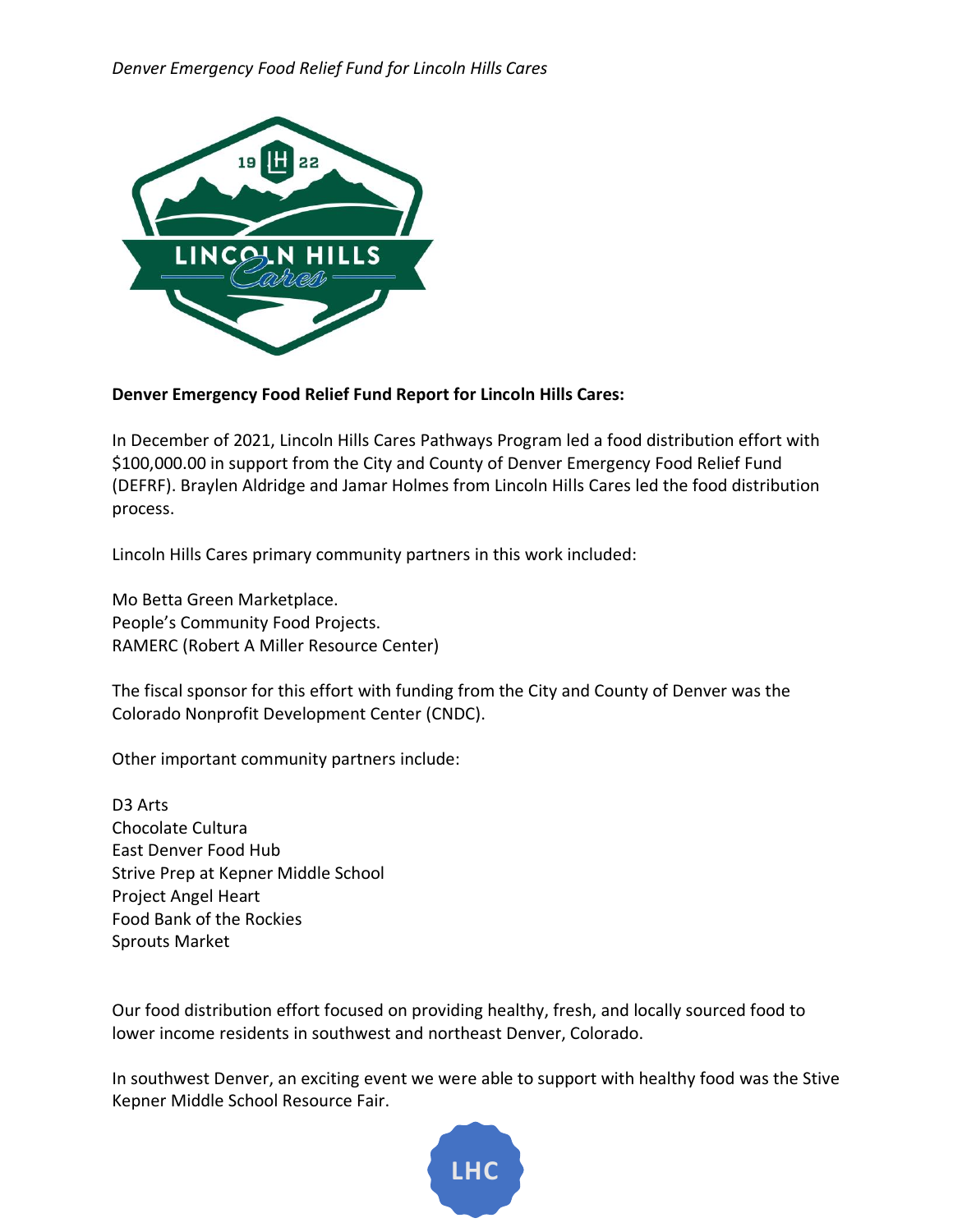**Denver Emergency Food Relief Fund Report for Lincoln Hills Cares:**

In December of 2021, Lincoln Hills Cares Pathways Program led a food distribution effort with $100,000.00 in support from the City and County of Denver Emergency Food Relief Fund (DEFRF). Braylen Aldridge and Jamar Holmes from Lincoln Hills Cares led the food distribution process.

Lincoln Hills Cares primary community partners in this work included:

Mo Betta Green Marketplace.
People's Community Food Projects.
RAMERC (Robert A Miller Resource Center)

The fiscal sponsor for this effort with funding from the City and County of Denver was the Colorado Nonprofit Development Center (CNDC).

Other important community partners include:

D3 Arts
Chocolate Cultura
East Denver Food Hub
Strive Prep at Kepner Middle School
Project Angel Heart
Food Bank of the Rockies
Sprouts Market

Our food distribution effort focused on providing healthy, fresh, and locally sourced food to lower income residents in southwest and northeast Denver, Colorado.

In southwest Denver, an exciting event we were able to support with healthy food was the Stive Kepner Middle School Resource Fair.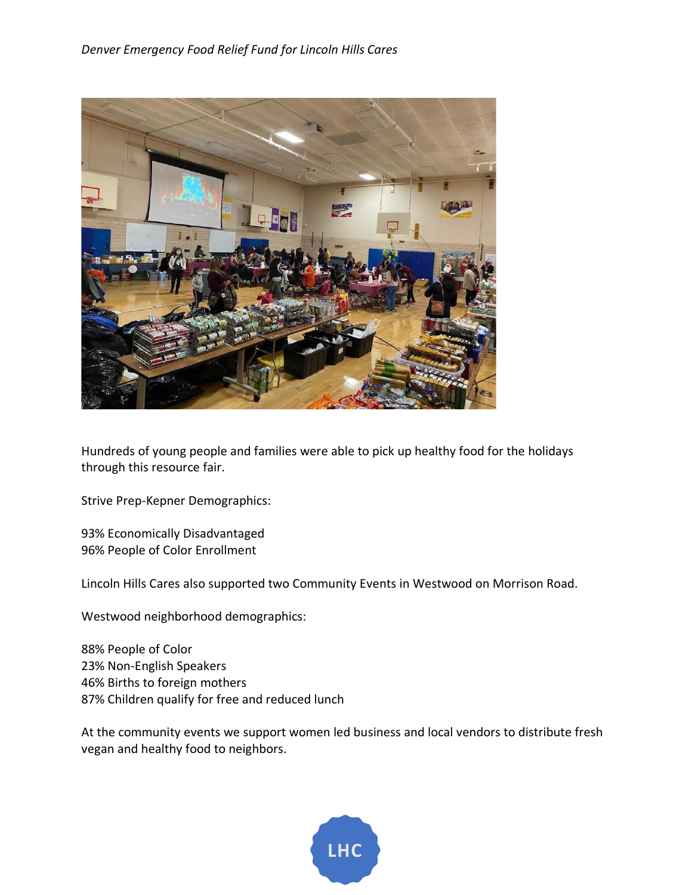Hundreds of young people and families were able to pick up healthy food for the holidays through this resource fair.

Strive Prep-Kepner Demographics:

93% Economically Disadvantaged
96% People of Color Enrollment

Lincoln Hills Cares also supported two Community Events in Westwood on Morrison Road.

Westwood neighborhood demographics:

88% People of Color
23% Non-English Speakers
46% Births to foreign mothers
87% Children qualify for free and reduced lunch

At the community events we support women led business and local vendors to distribute fresh vegan and healthy food to neighbors.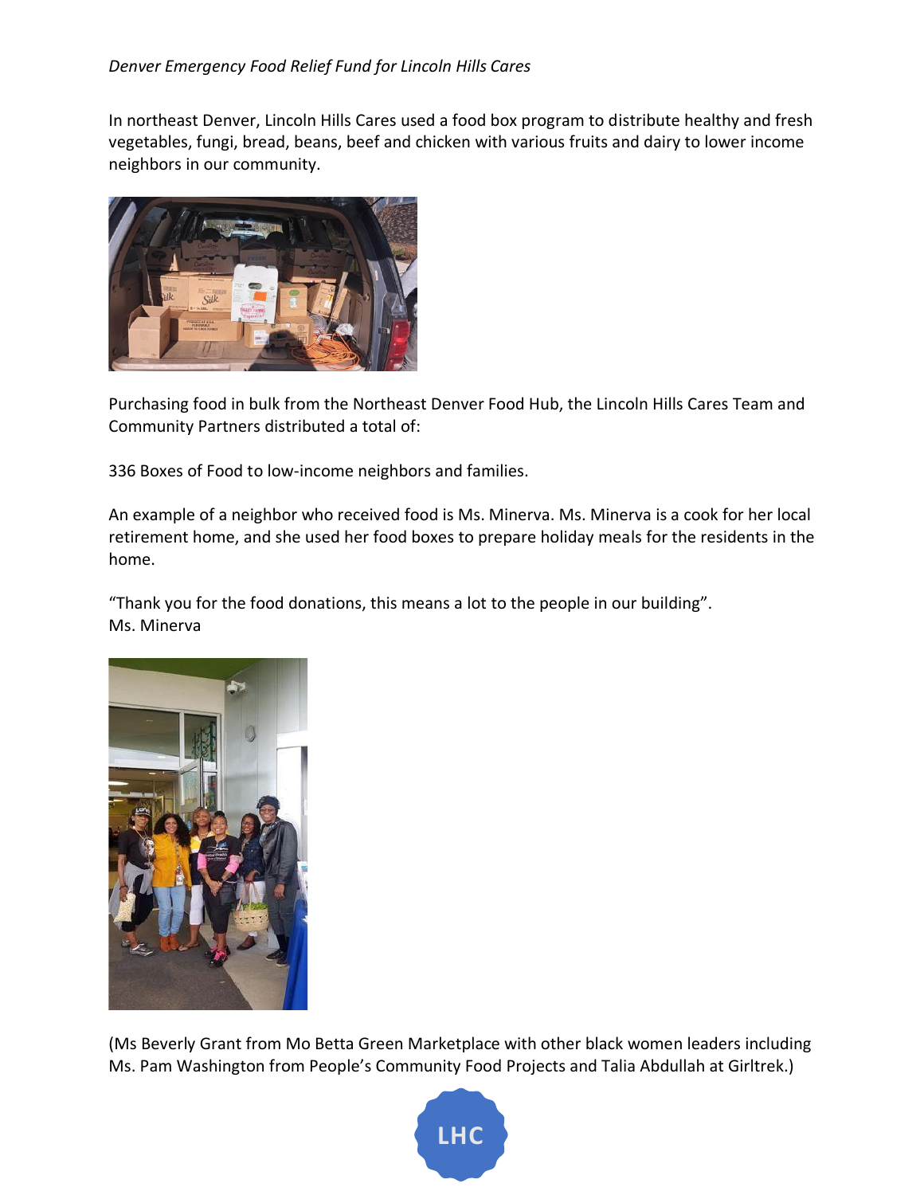*Denver Emergency Food Relief Fund for Lincoln Hills Cares*

In northeast Denver, Lincoln Hills Cares used a food box program to distribute healthy and fresh vegetables, fungi, bread, beans, beef and chicken with various fruits and dairy to lower income neighbors in our community.

Purchasing food in bulk from the Northeast Denver Food Hub, the Lincoln Hills Cares Team and Community Partners distributed a total of:

336 Boxes of Food to low-income neighbors and families.

An example of a neighbor who received food is Ms. Minerva. Ms. Minerva is a cook for her local retirement home, and she used her food boxes to prepare holiday meals for the residents in the home.

"Thank you for the food donations, this means a lot to the people in our building".
Ms. Minerva

(Ms Beverly Grant from Mo Betta Green Marketplace with other black women leaders including Ms. Pam Washington from People's Community Food Projects and Talia Abdullah at Girltrek.)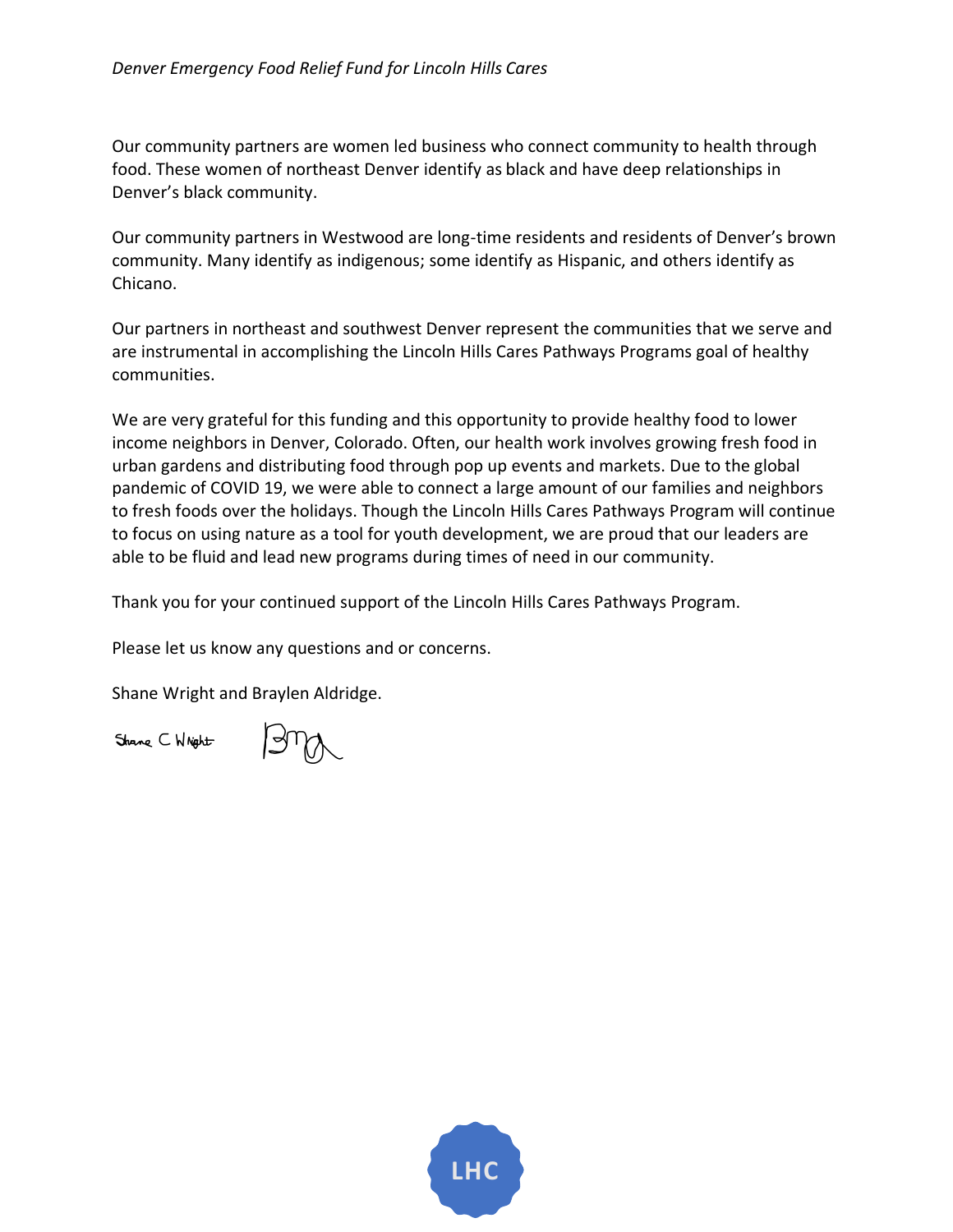Our community partners are women led business who connect community to health through food. These women of northeast Denver identify as black and have deep relationships in Denver's black community.

Our community partners in Westwood are long-time residents and residents of Denver's brown community. Many identify as indigenous; some identify as Hispanic, and others identify as Chicano.

Our partners in northeast and southwest Denver represent the communities that we serve and are instrumental in accomplishing the Lincoln Hills Cares Pathways Programs goal of healthy communities.

We are very grateful for this funding and this opportunity to provide healthy food to lower income neighbors in Denver, Colorado. Often, our health work involves growing fresh food in urban gardens and distributing food through pop up events and markets. Due to the global pandemic of COVID 19, we were able to connect a large amount of our families and neighbors to fresh foods over the holidays. Though the Lincoln Hills Cares Pathways Program will continue to focus on using nature as a tool for youth development, we are proud that our leaders are able to be fluid and lead new programs during times of need in our community.

Thank you for your continued support of the Lincoln Hills Cares Pathways Program.

Please let us know any questions and or concerns.

Shane Wright and Braylen Aldridge.

Shane C Wright